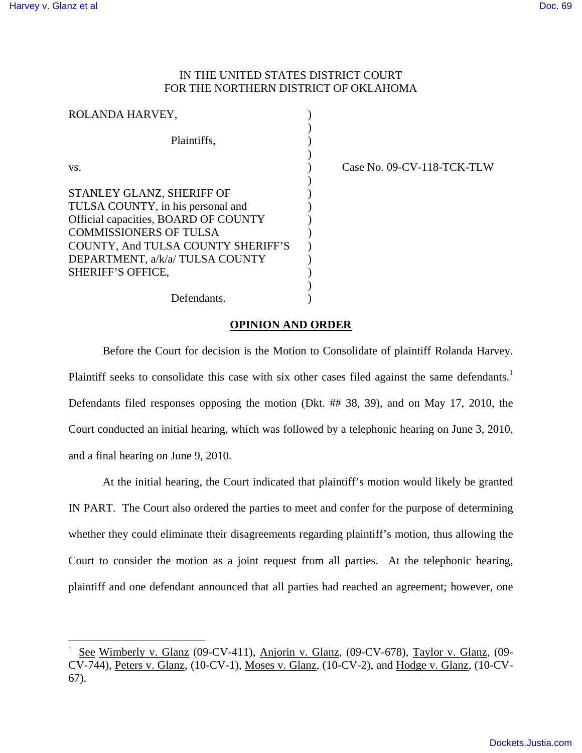IN THE UNITED STATES DISTRICT COURT
FOR THE NORTHERN DISTRICT OF OKLAHOMA

ROLANDA HARVEY,

Plaintiffs,

vs.

STANLEY GLANZ, SHERIFF OF TULSA COUNTY, in his personal and Official capacities, BOARD OF COUNTY COMMISSIONERS OF TULSA COUNTY, And TULSA COUNTY SHERIFF'S DEPARTMENT, a/k/a/ TULSA COUNTY SHERIFF'S OFFICE,

Defendants.

Case No. 09-CV-118-TCK-TLW

## OPINION AND ORDER

Before the Court for decision is the Motion to Consolidate of plaintiff Rolanda Harvey. Plaintiff seeks to consolidate this case with six other cases filed against the same defendants.[1] Defendants filed responses opposing the motion (Dkt. ## 38, 39), and on May 17, 2010, the Court conducted an initial hearing, which was followed by a telephonic hearing on June 3, 2010, and a final hearing on June 9, 2010.

At the initial hearing, the Court indicated that plaintiff's motion would likely be granted IN PART. The Court also ordered the parties to meet and confer for the purpose of determining whether they could eliminate their disagreements regarding plaintiff's motion, thus allowing the Court to consider the motion as a joint request from all parties. At the telephonic hearing, plaintiff and one defendant announced that all parties had reached an agreement; however, one

---

[1] See Wimberly v. Glanz (09-CV-411), Anjorin v. Glanz, (09-CV-678), Taylor v. Glanz, (09-CV-744), Peters v. Glanz, (10-CV-1), Moses v. Glanz, (10-CV-2), and Hodge v. Glanz, (10-CV-67).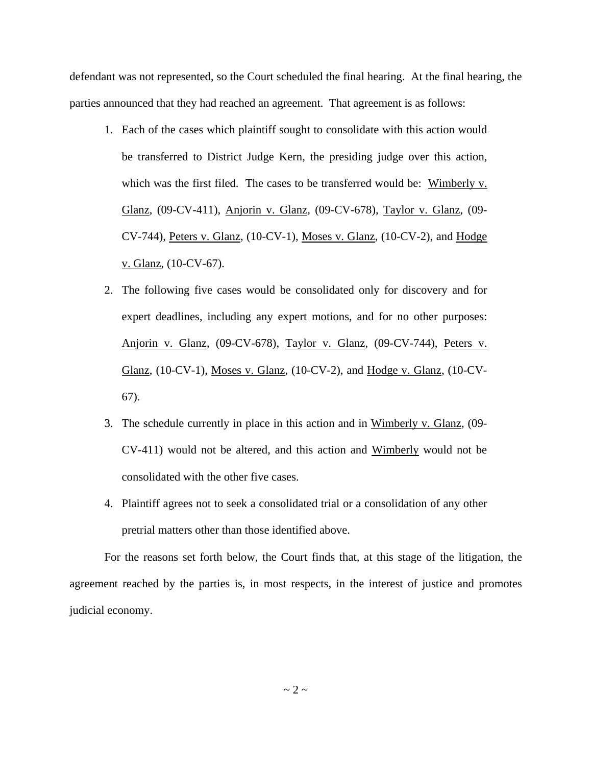defendant was not represented, so the Court scheduled the final hearing. At the final hearing, the parties announced that they had reached an agreement. That agreement is as follows:

1. Each of the cases which plaintiff sought to consolidate with this action would be transferred to District Judge Kern, the presiding judge over this action, which was the first filed. The cases to be transferred would be: Wimberly v. Glanz, (09-CV-411), Anjorin v. Glanz, (09-CV-678), Taylor v. Glanz, (09-CV-744), Peters v. Glanz, (10-CV-1), Moses v. Glanz, (10-CV-2), and Hodge v. Glanz, (10-CV-67).
2. The following five cases would be consolidated only for discovery and for expert deadlines, including any expert motions, and for no other purposes: Anjorin v. Glanz, (09-CV-678), Taylor v. Glanz, (09-CV-744), Peters v. Glanz, (10-CV-1), Moses v. Glanz, (10-CV-2), and Hodge v. Glanz, (10-CV-67).
3. The schedule currently in place in this action and in Wimberly v. Glanz, (09-CV-411) would not be altered, and this action and Wimberly would not be consolidated with the other five cases.
4. Plaintiff agrees not to seek a consolidated trial or a consolidation of any other pretrial matters other than those identified above.

For the reasons set forth below, the Court finds that, at this stage of the litigation, the agreement reached by the parties is, in most respects, in the interest of justice and promotes judicial economy.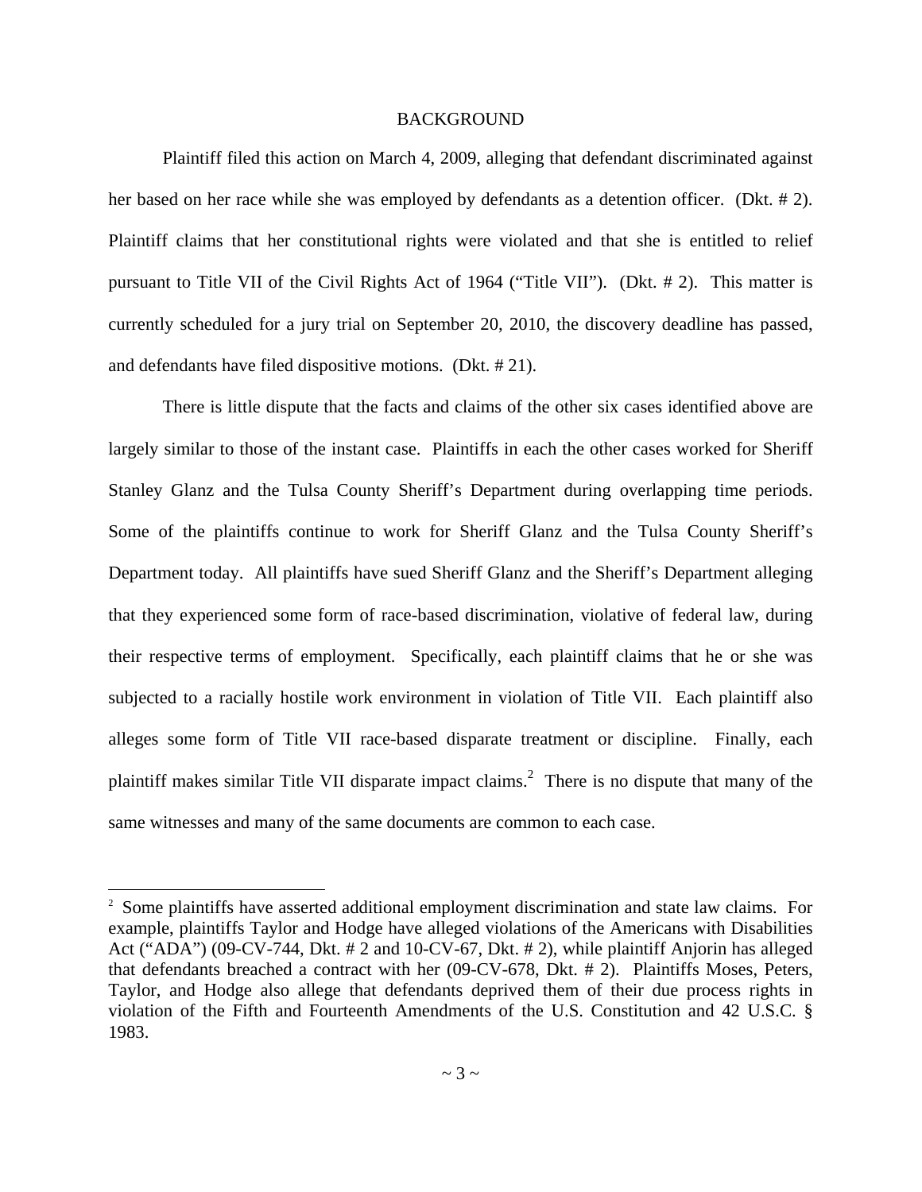## BACKGROUND

Plaintiff filed this action on March 4, 2009, alleging that defendant discriminated against her based on her race while she was employed by defendants as a detention officer. (Dkt. # 2). Plaintiff claims that her constitutional rights were violated and that she is entitled to relief pursuant to Title VII of the Civil Rights Act of 1964 ("Title VII"). (Dkt. # 2). This matter is currently scheduled for a jury trial on September 20, 2010, the discovery deadline has passed, and defendants have filed dispositive motions. (Dkt. # 21).

There is little dispute that the facts and claims of the other six cases identified above are largely similar to those of the instant case. Plaintiffs in each the other cases worked for Sheriff Stanley Glanz and the Tulsa County Sheriff's Department during overlapping time periods. Some of the plaintiffs continue to work for Sheriff Glanz and the Tulsa County Sheriff's Department today. All plaintiffs have sued Sheriff Glanz and the Sheriff's Department alleging that they experienced some form of race-based discrimination, violative of federal law, during their respective terms of employment. Specifically, each plaintiff claims that he or she was subjected to a racially hostile work environment in violation of Title VII. Each plaintiff also alleges some form of Title VII race-based disparate treatment or discipline. Finally, each plaintiff makes similar Title VII disparate impact claims.[2] There is no dispute that many of the same witnesses and many of the same documents are common to each case.

[2] Some plaintiffs have asserted additional employment discrimination and state law claims. For example, plaintiffs Taylor and Hodge have alleged violations of the Americans with Disabilities Act ("ADA") (09-CV-744, Dkt. # 2 and 10-CV-67, Dkt. # 2), while plaintiff Anjorin has alleged that defendants breached a contract with her (09-CV-678, Dkt. # 2). Plaintiffs Moses, Peters, Taylor, and Hodge also allege that defendants deprived them of their due process rights in violation of the Fifth and Fourteenth Amendments of the U.S. Constitution and 42 U.S.C. § 1983.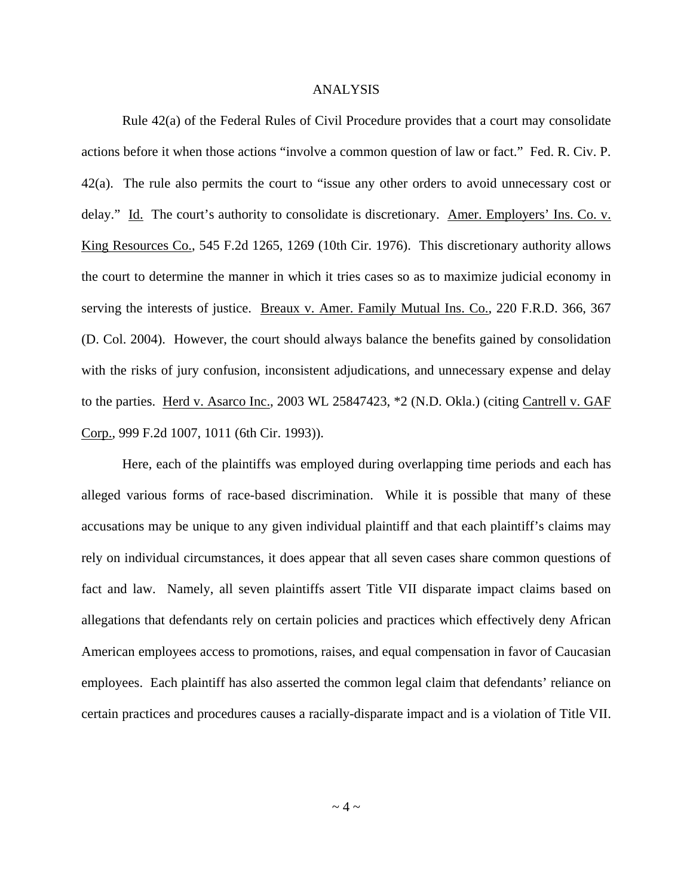## ANALYSIS

Rule 42(a) of the Federal Rules of Civil Procedure provides that a court may consolidate actions before it when those actions "involve a common question of law or fact." Fed. R. Civ. P. 42(a). The rule also permits the court to "issue any other orders to avoid unnecessary cost or delay." Id. The court's authority to consolidate is discretionary. Amer. Employers' Ins. Co. v. King Resources Co., 545 F.2d 1265, 1269 (10th Cir. 1976). This discretionary authority allows the court to determine the manner in which it tries cases so as to maximize judicial economy in serving the interests of justice. Breaux v. Amer. Family Mutual Ins. Co., 220 F.R.D. 366, 367 (D. Col. 2004). However, the court should always balance the benefits gained by consolidation with the risks of jury confusion, inconsistent adjudications, and unnecessary expense and delay to the parties. Herd v. Asarco Inc., 2003 WL 25847423, *2 (N.D. Okla.) (citing Cantrell v. GAF Corp., 999 F.2d 1007, 1011 (6th Cir. 1993)).

Here, each of the plaintiffs was employed during overlapping time periods and each has alleged various forms of race-based discrimination. While it is possible that many of these accusations may be unique to any given individual plaintiff and that each plaintiff's claims may rely on individual circumstances, it does appear that all seven cases share common questions of fact and law. Namely, all seven plaintiffs assert Title VII disparate impact claims based on allegations that defendants rely on certain policies and practices which effectively deny African American employees access to promotions, raises, and equal compensation in favor of Caucasian employees. Each plaintiff has also asserted the common legal claim that defendants' reliance on certain practices and procedures causes a racially-disparate impact and is a violation of Title VII.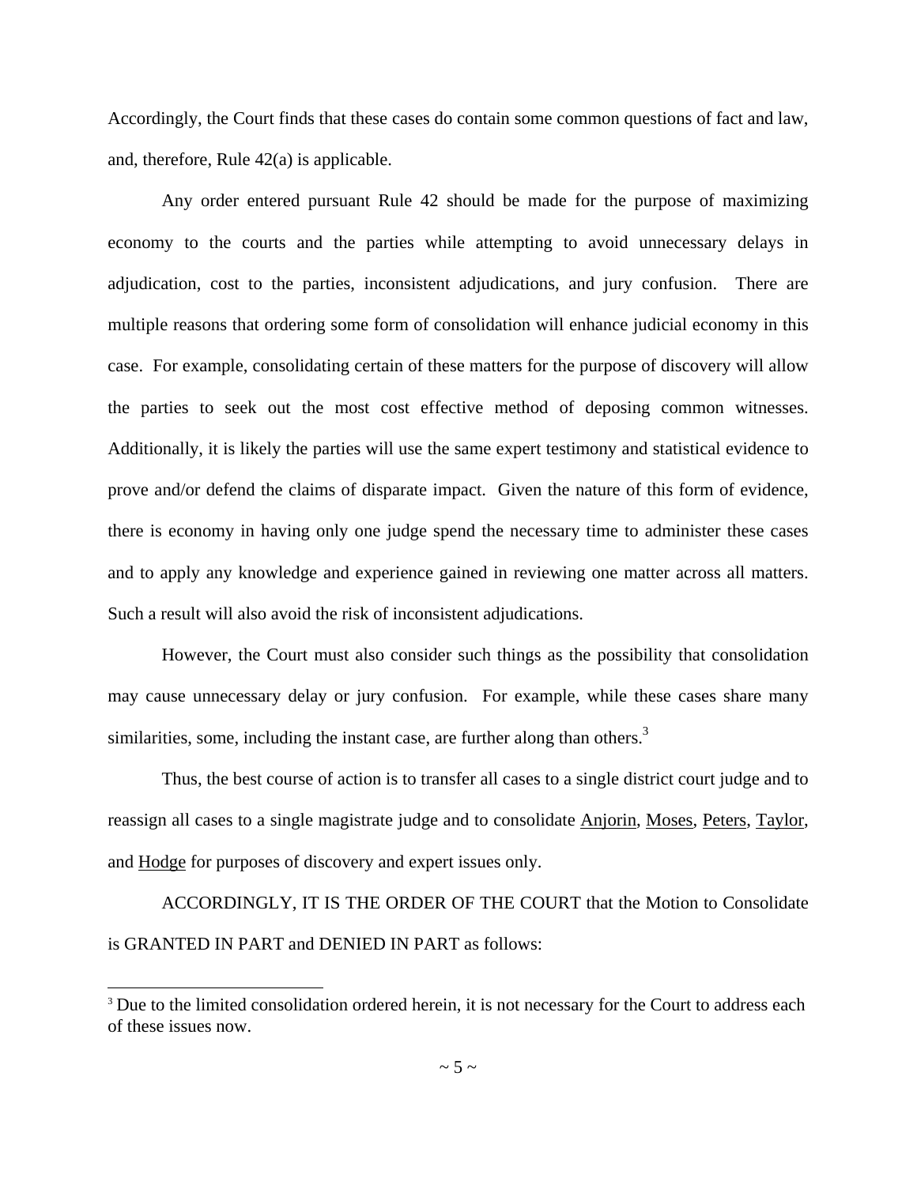Accordingly, the Court finds that these cases do contain some common questions of fact and law, and, therefore, Rule 42(a) is applicable.

Any order entered pursuant Rule 42 should be made for the purpose of maximizing economy to the courts and the parties while attempting to avoid unnecessary delays in adjudication, cost to the parties, inconsistent adjudications, and jury confusion. There are multiple reasons that ordering some form of consolidation will enhance judicial economy in this case. For example, consolidating certain of these matters for the purpose of discovery will allow the parties to seek out the most cost effective method of deposing common witnesses. Additionally, it is likely the parties will use the same expert testimony and statistical evidence to prove and/or defend the claims of disparate impact. Given the nature of this form of evidence, there is economy in having only one judge spend the necessary time to administer these cases and to apply any knowledge and experience gained in reviewing one matter across all matters. Such a result will also avoid the risk of inconsistent adjudications.

However, the Court must also consider such things as the possibility that consolidation may cause unnecessary delay or jury confusion. For example, while these cases share many similarities, some, including the instant case, are further along than others.[3]

Thus, the best course of action is to transfer all cases to a single district court judge and to reassign all cases to a single magistrate judge and to consolidate Anjorin, Moses, Peters, Taylor, and Hodge for purposes of discovery and expert issues only.

ACCORDINGLY, IT IS THE ORDER OF THE COURT that the Motion to Consolidate is GRANTED IN PART and DENIED IN PART as follows:

[3] Due to the limited consolidation ordered herein, it is not necessary for the Court to address each of these issues now.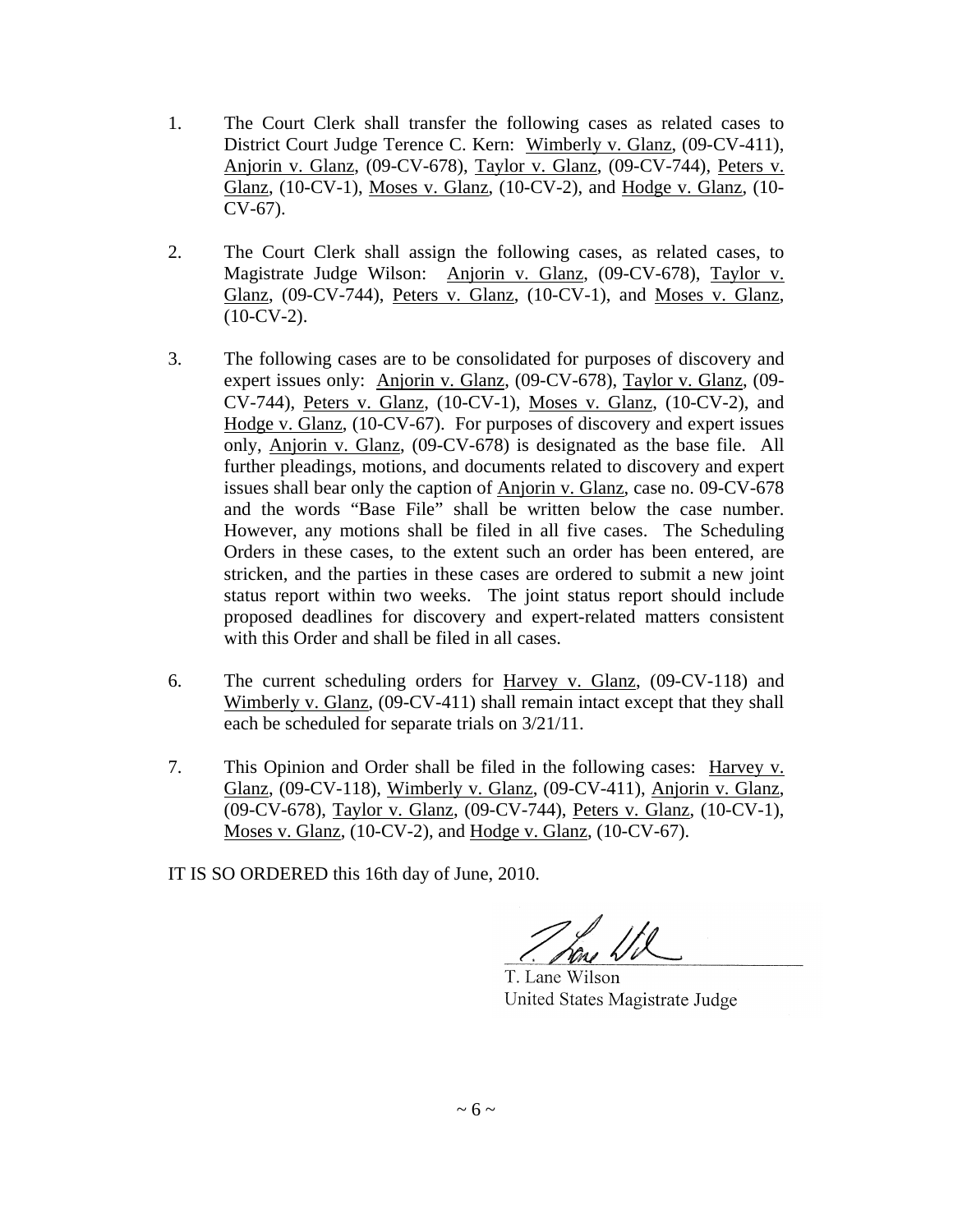1. The Court Clerk shall transfer the following cases as related cases to District Court Judge Terence C. Kern: Wimberly v. Glanz, (09-CV-411), Anjorin v. Glanz, (09-CV-678), Taylor v. Glanz, (09-CV-744), Peters v. Glanz, (10-CV-1), Moses v. Glanz, (10-CV-2), and Hodge v. Glanz, (10-CV-67).

2. The Court Clerk shall assign the following cases, as related cases, to Magistrate Judge Wilson: Anjorin v. Glanz, (09-CV-678), Taylor v. Glanz, (09-CV-744), Peters v. Glanz, (10-CV-1), and Moses v. Glanz, (10-CV-2).

3. The following cases are to be consolidated for purposes of discovery and expert issues only: Anjorin v. Glanz, (09-CV-678), Taylor v. Glanz, (09-CV-744), Peters v. Glanz, (10-CV-1), Moses v. Glanz, (10-CV-2), and Hodge v. Glanz, (10-CV-67). For purposes of discovery and expert issues only, Anjorin v. Glanz, (09-CV-678) is designated as the base file. All further pleadings, motions, and documents related to discovery and expert issues shall bear only the caption of Anjorin v. Glanz, case no. 09-CV-678 and the words "Base File" shall be written below the case number. However, any motions shall be filed in all five cases. The Scheduling Orders in these cases, to the extent such an order has been entered, are stricken, and the parties in these cases are ordered to submit a new joint status report within two weeks. The joint status report should include proposed deadlines for discovery and expert-related matters consistent with this Order and shall be filed in all cases.

6. The current scheduling orders for Harvey v. Glanz, (09-CV-118) and Wimberly v. Glanz, (09-CV-411) shall remain intact except that they shall each be scheduled for separate trials on 3/21/11.

7. This Opinion and Order shall be filed in the following cases: Harvey v. Glanz, (09-CV-118), Wimberly v. Glanz, (09-CV-411), Anjorin v. Glanz, (09-CV-678), Taylor v. Glanz, (09-CV-744), Peters v. Glanz, (10-CV-1), Moses v. Glanz, (10-CV-2), and Hodge v. Glanz, (10-CV-67).

IT IS SO ORDERED this 16th day of June, 2010.

T. Lane Wilson
United States Magistrate Judge